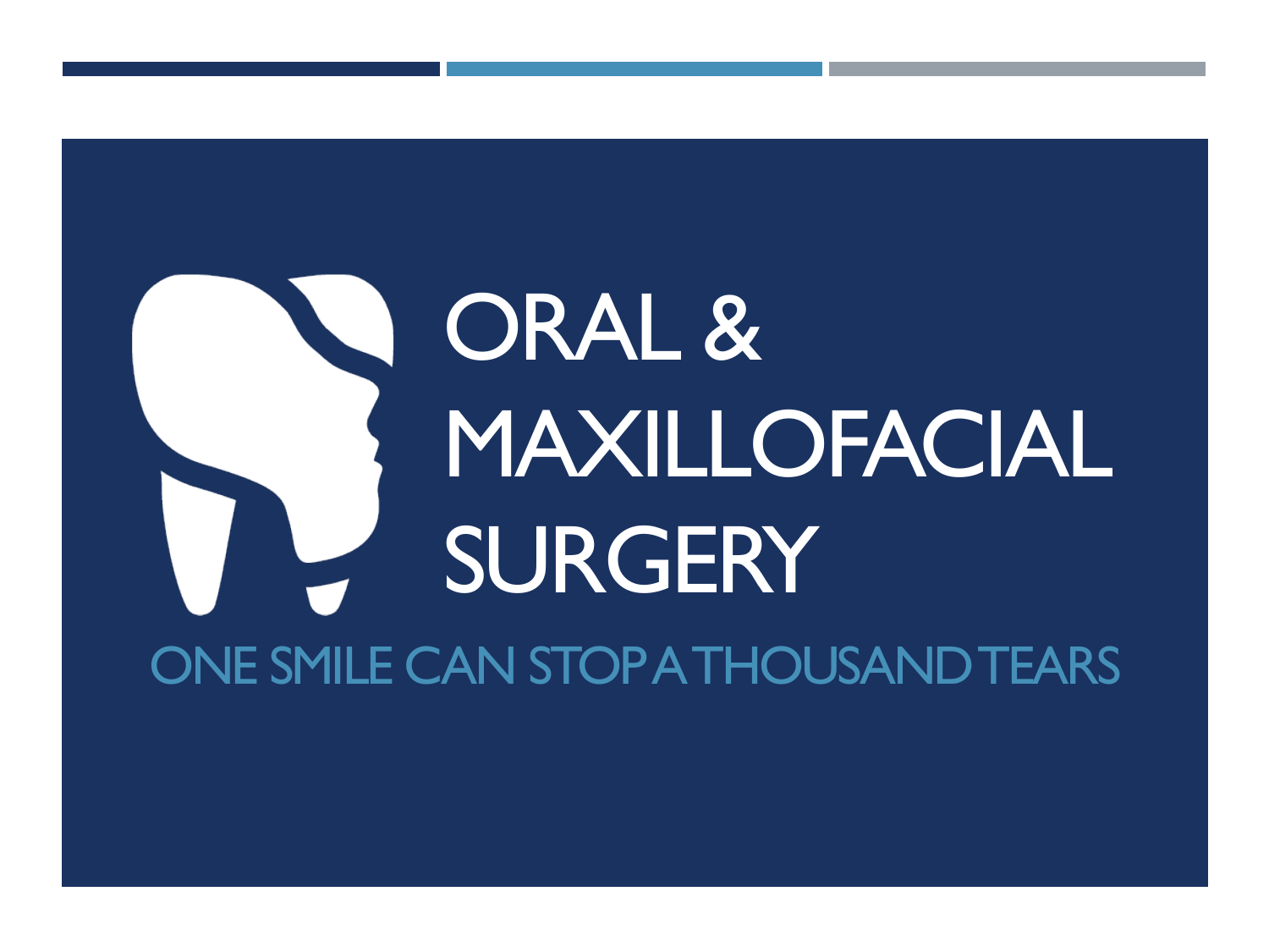# ORAL & MAXILLOFACIAL SURGERY

ONE SMILE CAN STOP A THOUSAND TEARS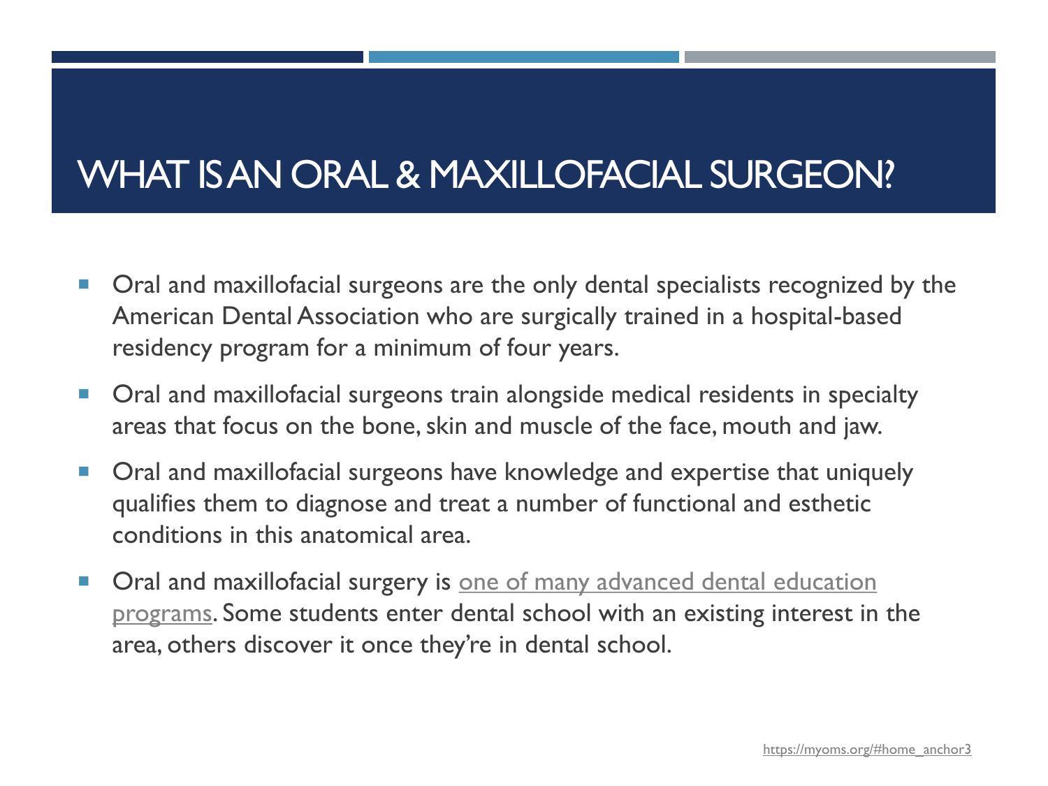# WHAT IS AN ORAL & MAXILLOFACIAL SURGEON?

- Oral and maxillofacial surgeons are the only dental specialists recognized by the American Dental Association who are surgically trained in a hospital-based residency program for a minimum of four years.
- Oral and maxillofacial surgeons train alongside medical residents in specialty areas that focus on the bone, skin and muscle of the face, mouth and jaw.
- Oral and maxillofacial surgeons have knowledge and expertise that uniquely qualifies them to diagnose and treat a number of functional and esthetic conditions in this anatomical area.
- Oral and maxillofacial surgery is one of many advanced dental education programs. Some students enter dental school with an existing interest in the area, others discover it once they're in dental school.

https://myoms.org/#home_anchor3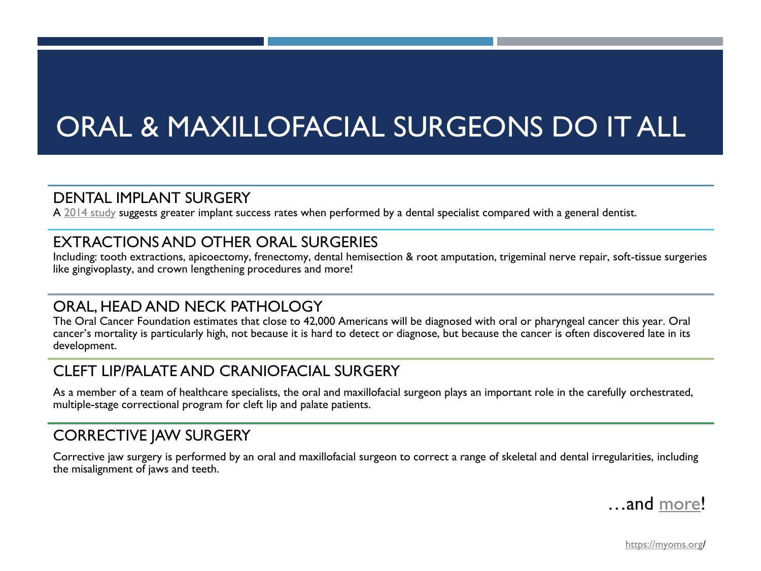# ORAL & MAXILLOFACIAL SURGEONS DO IT ALL

## DENTAL IMPLANT SURGERY

A 2014 study suggests greater implant success rates when performed by a dental specialist compared with a general dentist.

## EXTRACTIONS AND OTHER ORAL SURGERIES

Including: tooth extractions, apicoectomy, frenectomy, dental hemisection & root amputation, trigeminal nerve repair, soft-tissue surgeries like gingivoplasty, and crown lengthening procedures and more!

## ORAL, HEAD AND NECK PATHOLOGY

The Oral Cancer Foundation estimates that close to 42,000 Americans will be diagnosed with oral or pharyngeal cancer this year. Oral cancer's mortality is particularly high, not because it is hard to detect or diagnose, but because the cancer is often discovered late in its development.

## CLEFT LIP/PALATE AND CRANIOFACIAL SURGERY

As a member of a team of healthcare specialists, the oral and maxillofacial surgeon plays an important role in the carefully orchestrated, multiple-stage correctional program for cleft lip and palate patients.

## CORRECTIVE JAW SURGERY

Corrective jaw surgery is performed by an oral and maxillofacial surgeon to correct a range of skeletal and dental irregularities, including the misalignment of jaws and teeth.

…and more!

https://myoms.org/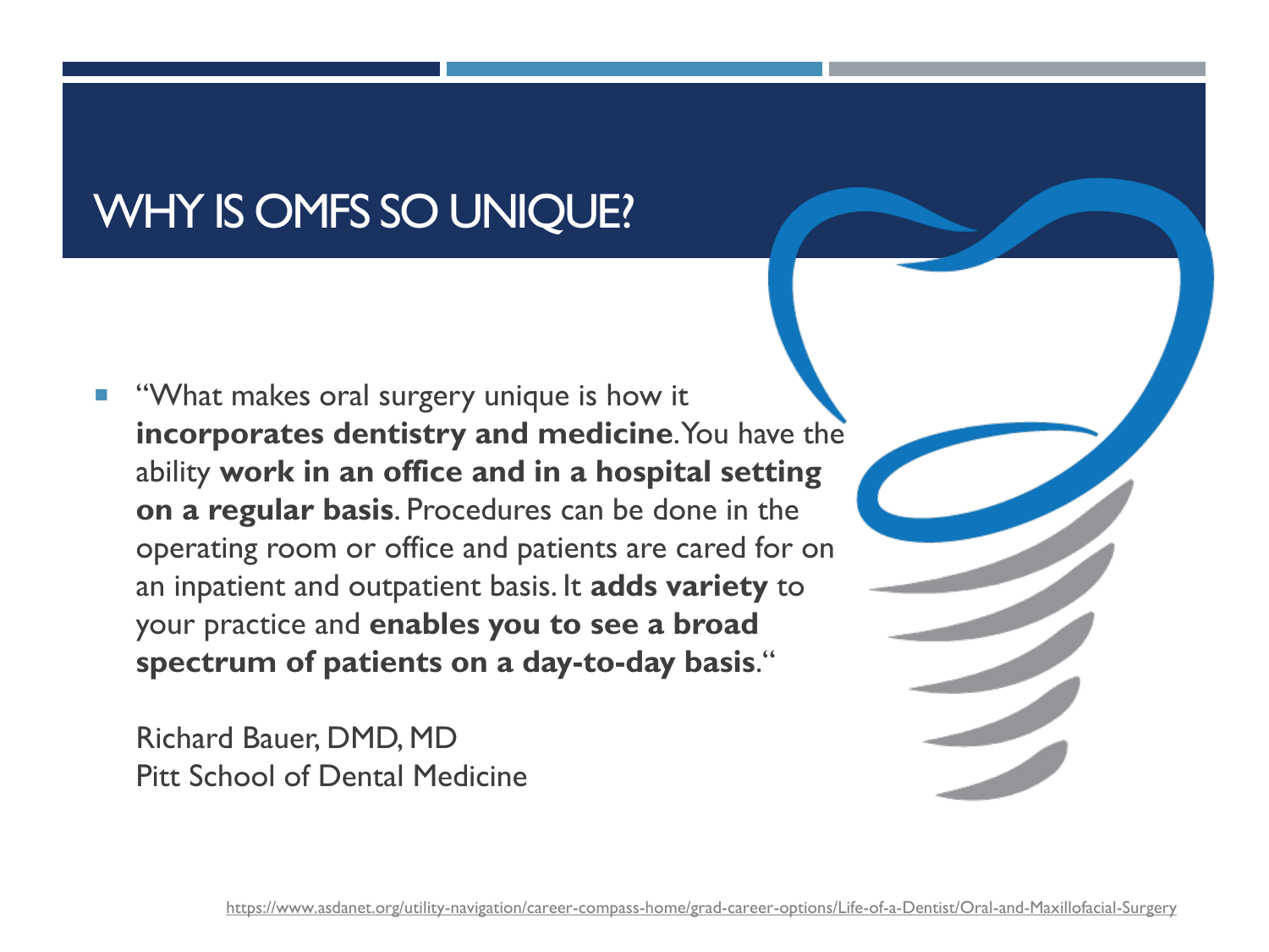# WHY IS OMFS SO UNIQUE?

- "What makes oral surgery unique is how it **incorporates dentistry and medicine**. You have the ability **work in an office and in a hospital setting on a regular basis**. Procedures can be done in the operating room or office and patients are cared for on an inpatient and outpatient basis. It **adds variety** to your practice and **enables you to see a broad spectrum of patients on a day-to-day basis**."

  Richard Bauer, DMD, MD
  Pitt School of Dental Medicine

https://www.asdanet.org/utility-navigation/career-compass-home/grad-career-options/Life-of-a-Dentist/Oral-and-Maxillofacial-Surgery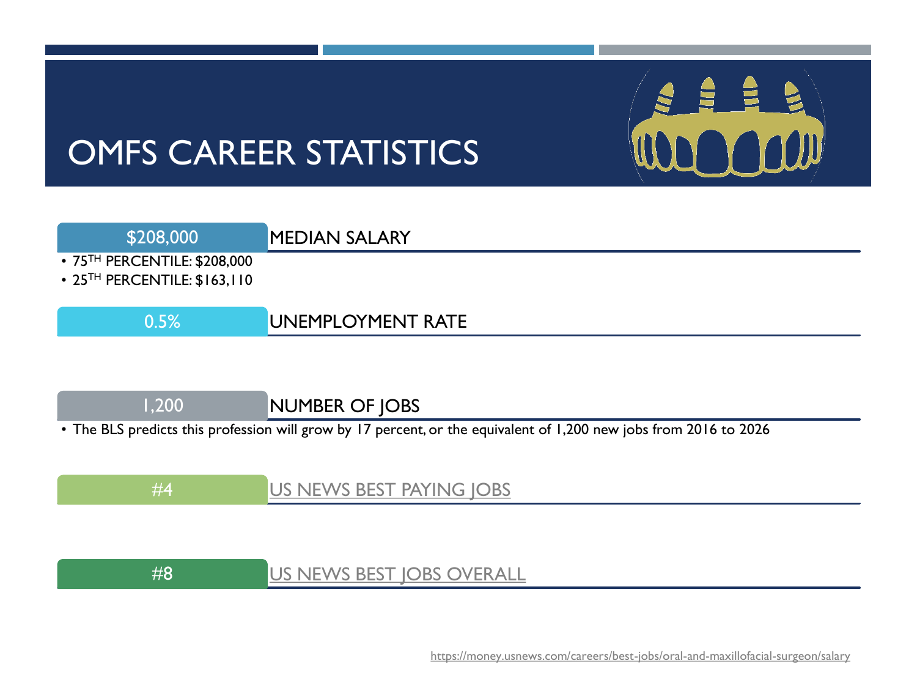# OMFS CAREER STATISTICS

**$208,000** — MEDIAN SALARY

- 75TH PERCENTILE: $208,000
- 25TH PERCENTILE: $163,110

**0.5%** — UNEMPLOYMENT RATE

**1,200** — NUMBER OF JOBS

- The BLS predicts this profession will grow by 17 percent, or the equivalent of 1,200 new jobs from 2016 to 2026

**#4** — US NEWS BEST PAYING JOBS

**#8** — US NEWS BEST JOBS OVERALL

https://money.usnews.com/careers/best-jobs/oral-and-maxillofacial-surgeon/salary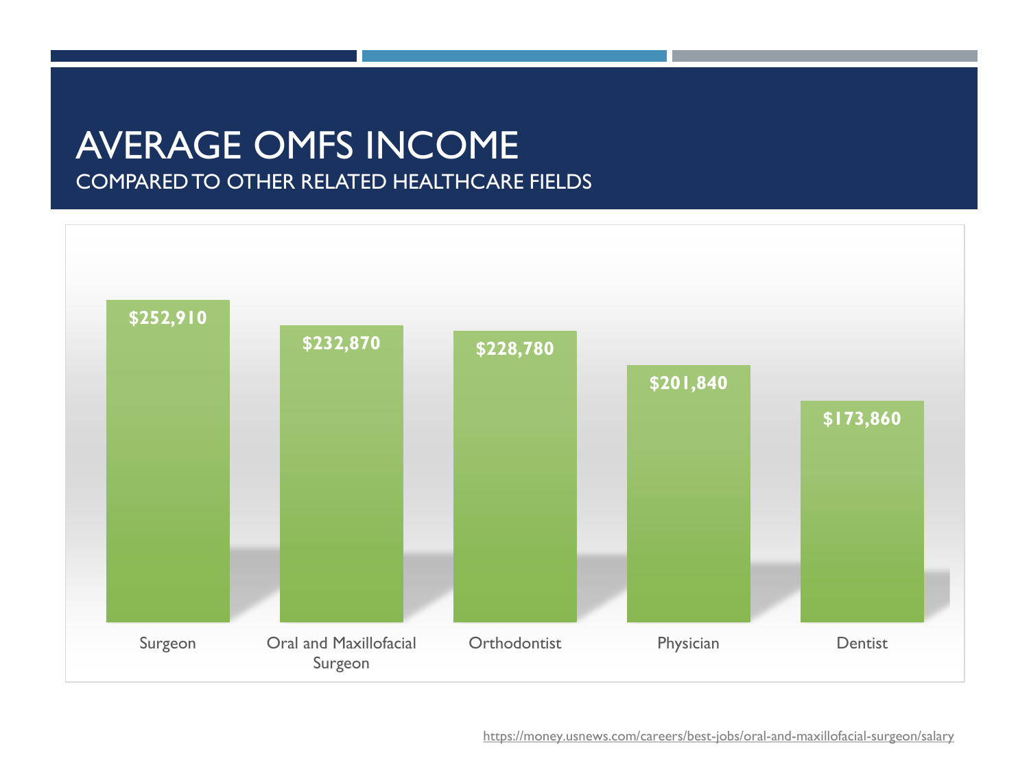# AVERAGE OMFS INCOME

## COMPARED TO OTHER RELATED HEALTHCARE FIELDS

| Occupation | Average Income |
| --- | --- |
| Surgeon | $252,910 |
| Oral and Maxillofacial Surgeon | $232,870 |
| Orthodontist | $228,780 |
| Physician | $201,840 |
| Dentist | $173,860 |

https://money.usnews.com/careers/best-jobs/oral-and-maxillofacial-surgeon/salary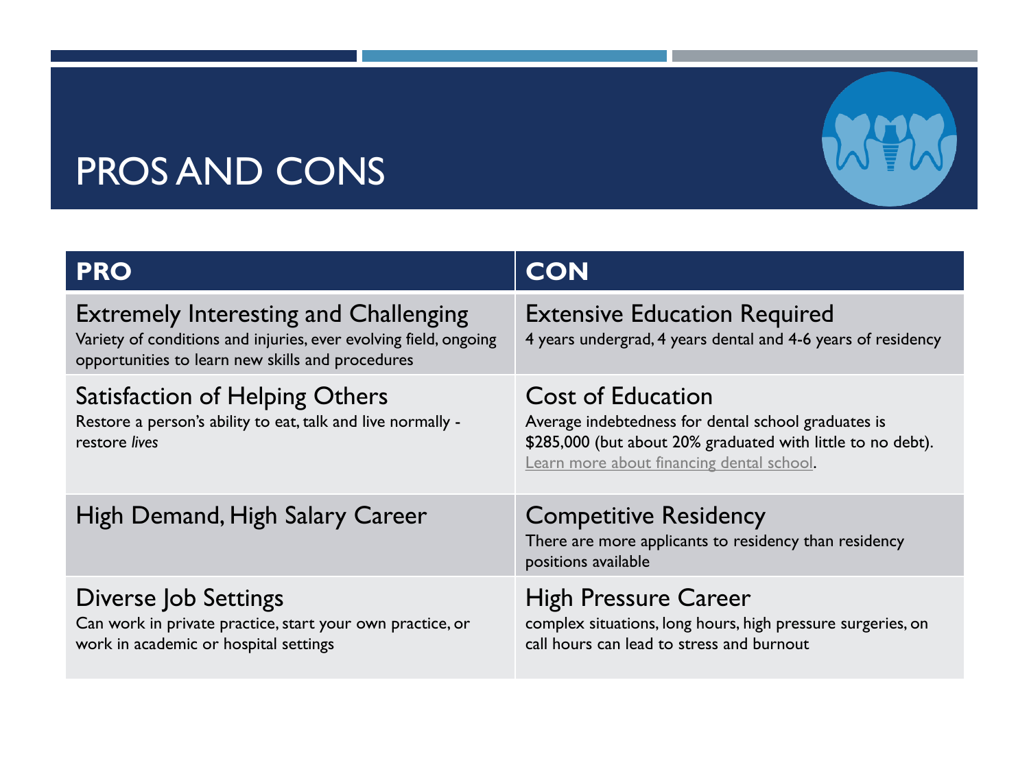# PROS AND CONS

| PRO | CON |
| --- | --- |
| **Extremely Interesting and Challenging** Variety of conditions and injuries, ever evolving field, ongoing opportunities to learn new skills and procedures | **Extensive Education Required** 4 years undergrad, 4 years dental and 4-6 years of residency |
| **Satisfaction of Helping Others** Restore a person's ability to eat, talk and live normally - restore *lives* | **Cost of Education** Average indebtedness for dental school graduates is $285,000 (but about 20% graduated with little to no debt). Learn more about financing dental school. |
| **High Demand, High Salary Career** | **Competitive Residency** There are more applicants to residency than residency positions available |
| **Diverse Job Settings** Can work in private practice, start your own practice, or work in academic or hospital settings | **High Pressure Career** complex situations, long hours, high pressure surgeries, on call hours can lead to stress and burnout |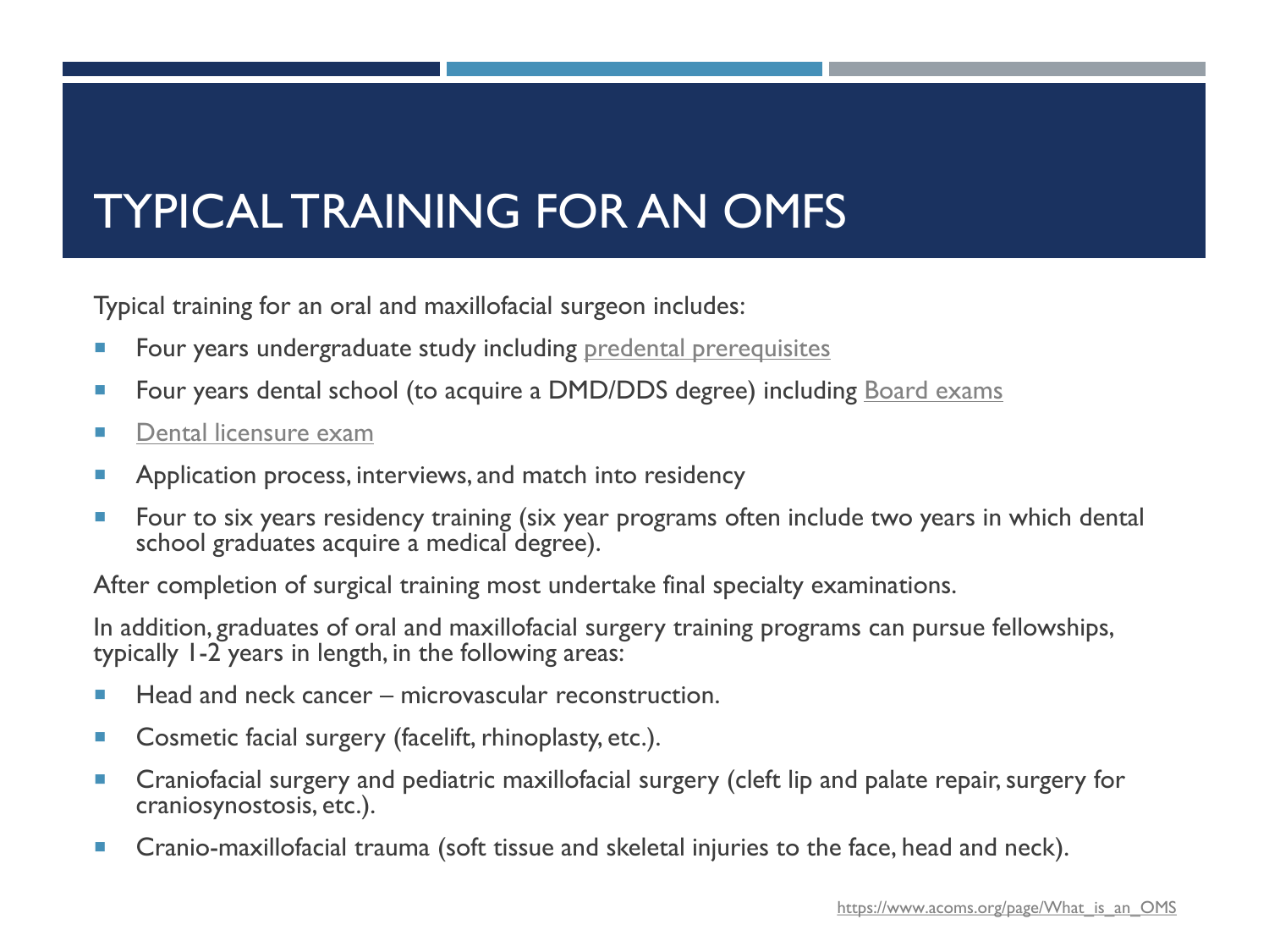# TYPICAL TRAINING FOR AN OMFS

Typical training for an oral and maxillofacial surgeon includes:

- Four years undergraduate study including predental prerequisites
- Four years dental school (to acquire a DMD/DDS degree) including Board exams
- Dental licensure exam
- Application process, interviews, and match into residency
- Four to six years residency training (six year programs often include two years in which dental school graduates acquire a medical degree).

After completion of surgical training most undertake final specialty examinations.

In addition, graduates of oral and maxillofacial surgery training programs can pursue fellowships, typically 1-2 years in length, in the following areas:

- Head and neck cancer – microvascular reconstruction.
- Cosmetic facial surgery (facelift, rhinoplasty, etc.).
- Craniofacial surgery and pediatric maxillofacial surgery (cleft lip and palate repair, surgery for craniosynostosis, etc.).
- Cranio-maxillofacial trauma (soft tissue and skeletal injuries to the face, head and neck).

https://www.acoms.org/page/What_is_an_OMS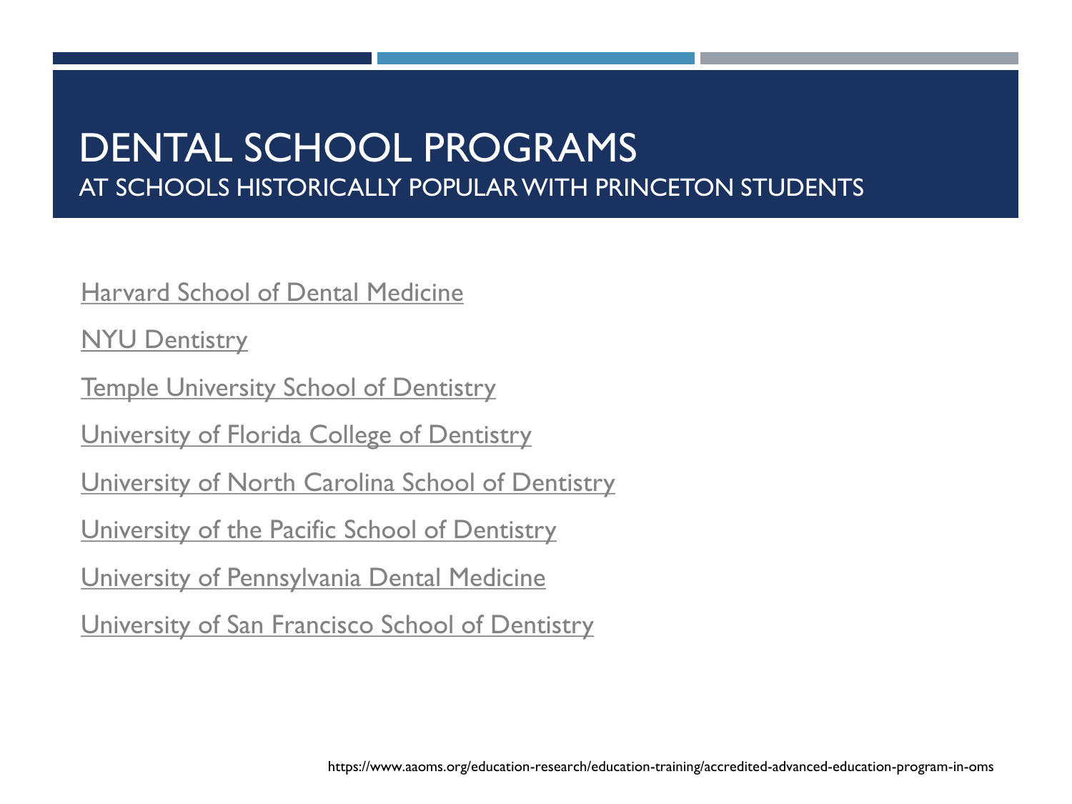# DENTAL SCHOOL PROGRAMS

## AT SCHOOLS HISTORICALLY POPULAR WITH PRINCETON STUDENTS

Harvard School of Dental Medicine

NYU Dentistry

Temple University School of Dentistry

University of Florida College of Dentistry

University of North Carolina School of Dentistry

University of the Pacific School of Dentistry

University of Pennsylvania Dental Medicine

University of San Francisco School of Dentistry

https://www.aaoms.org/education-research/education-training/accredited-advanced-education-program-in-oms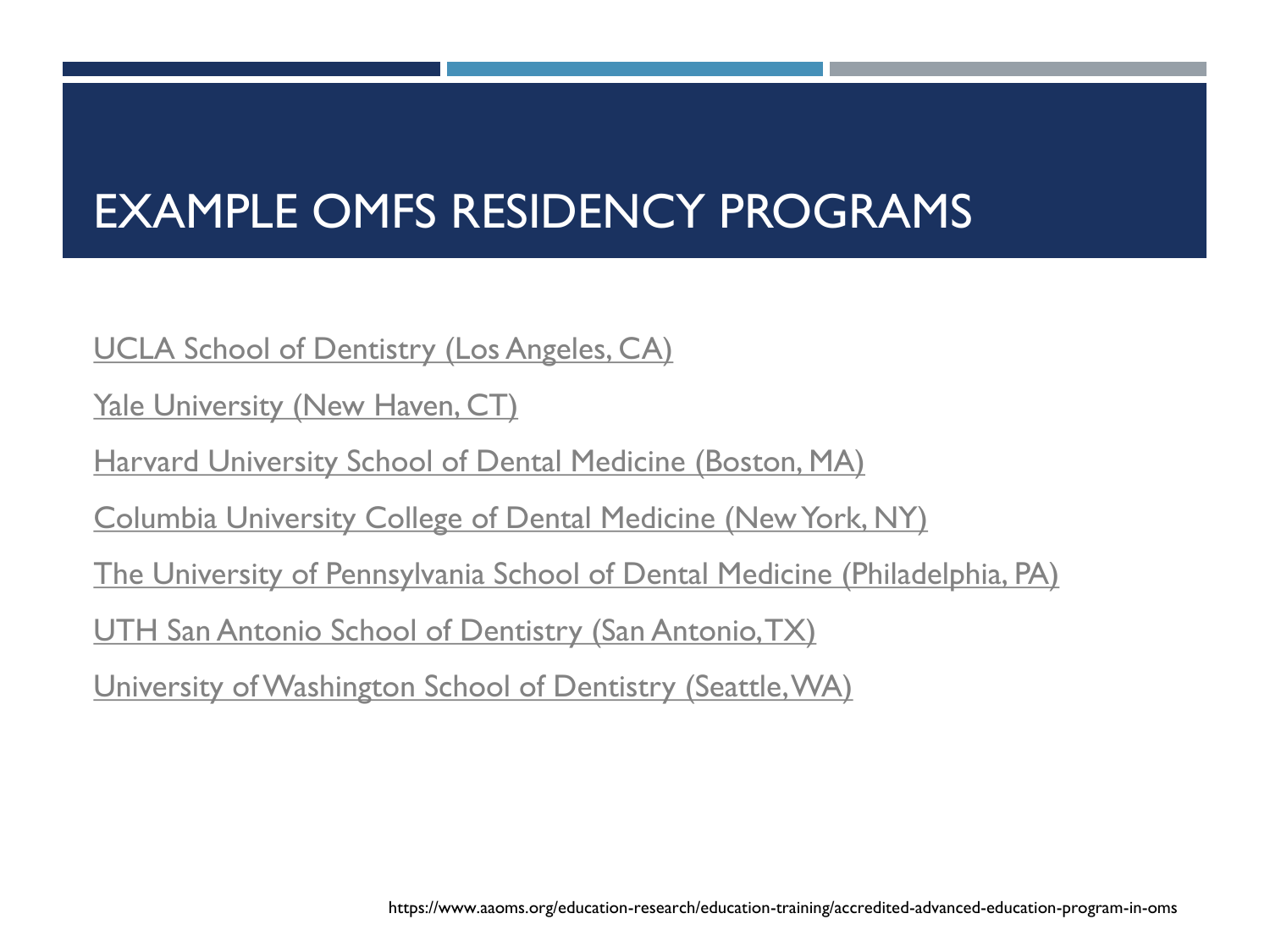# EXAMPLE OMFS RESIDENCY PROGRAMS

UCLA School of Dentistry (Los Angeles, CA)

Yale University (New Haven, CT)

Harvard University School of Dental Medicine (Boston, MA)

Columbia University College of Dental Medicine (New York, NY)

The University of Pennsylvania School of Dental Medicine (Philadelphia, PA)

UTH San Antonio School of Dentistry (San Antonio, TX)

University of Washington School of Dentistry (Seattle, WA)

https://www.aaoms.org/education-research/education-training/accredited-advanced-education-program-in-oms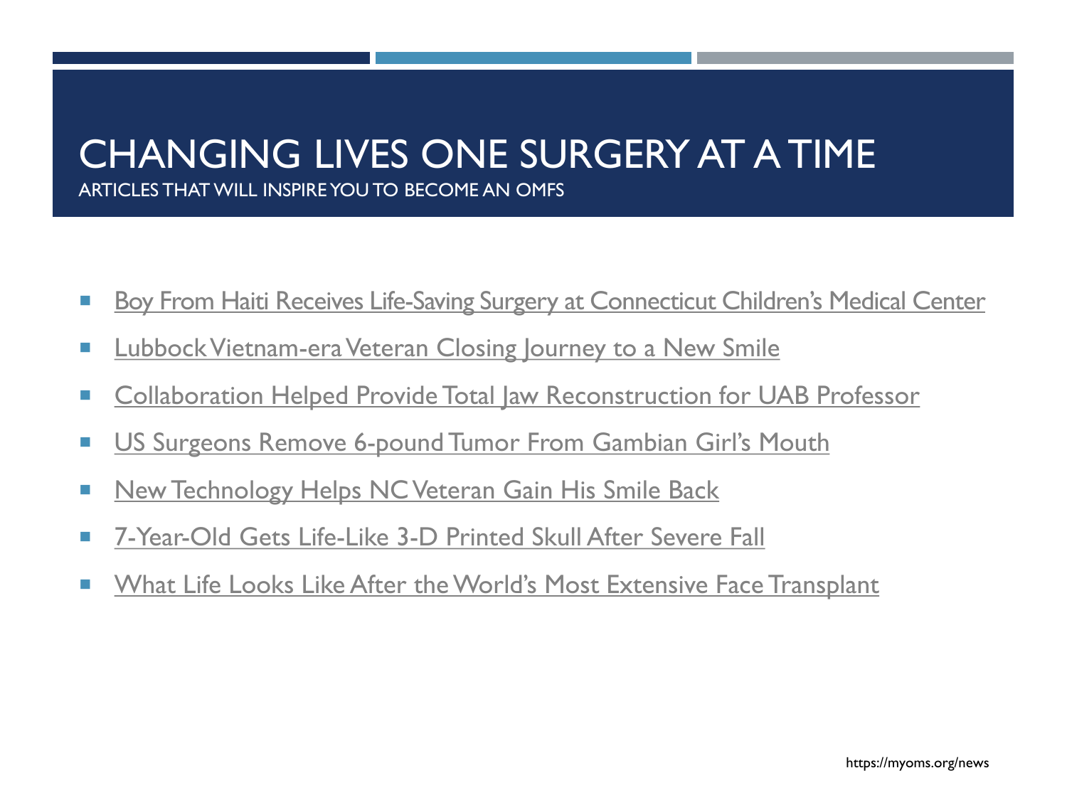# CHANGING LIVES ONE SURGERY AT A TIME

## ARTICLES THAT WILL INSPIRE YOU TO BECOME AN OMFS

- Boy From Haiti Receives Life-Saving Surgery at Connecticut Children's Medical Center
- Lubbock Vietnam-era Veteran Closing Journey to a New Smile
- Collaboration Helped Provide Total Jaw Reconstruction for UAB Professor
- US Surgeons Remove 6-pound Tumor From Gambian Girl's Mouth
- New Technology Helps NC Veteran Gain His Smile Back
- 7-Year-Old Gets Life-Like 3-D Printed Skull After Severe Fall
- What Life Looks Like After the World's Most Extensive Face Transplant

https://myoms.org/news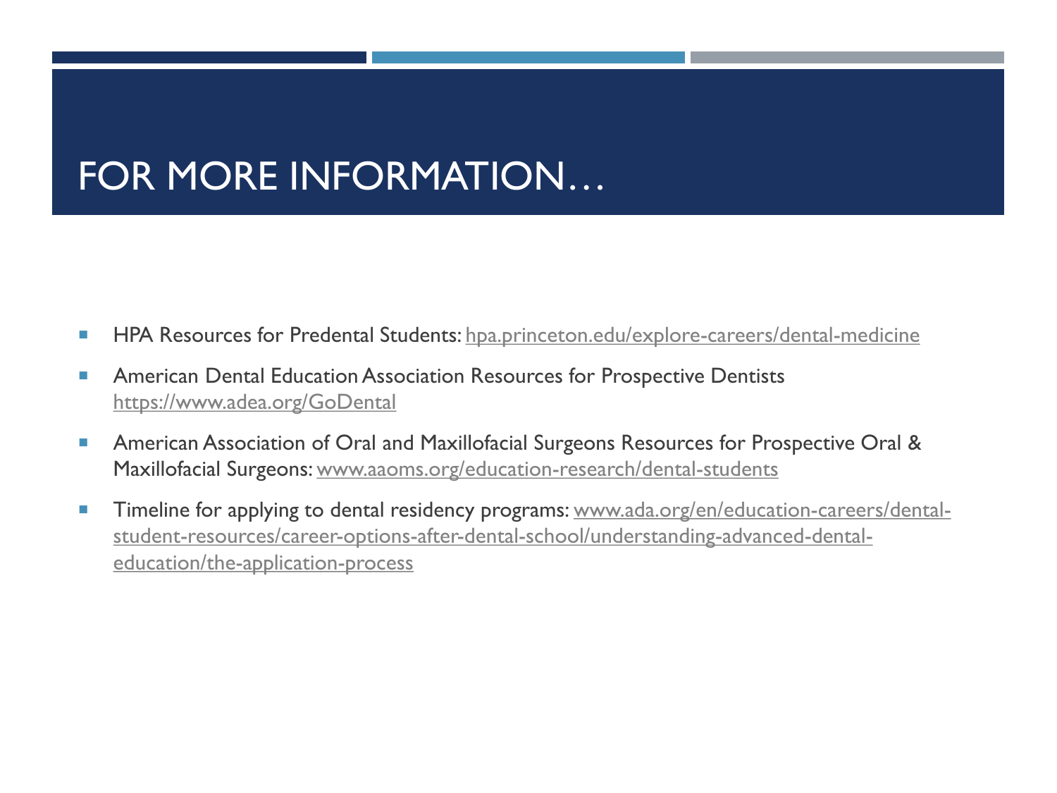# FOR MORE INFORMATION…

- HPA Resources for Predental Students: hpa.princeton.edu/explore-careers/dental-medicine
- American Dental Education Association Resources for Prospective Dentists https://www.adea.org/GoDental
- American Association of Oral and Maxillofacial Surgeons Resources for Prospective Oral & Maxillofacial Surgeons: www.aaoms.org/education-research/dental-students
- Timeline for applying to dental residency programs: www.ada.org/en/education-careers/dental-student-resources/career-options-after-dental-school/understanding-advanced-dental-education/the-application-process